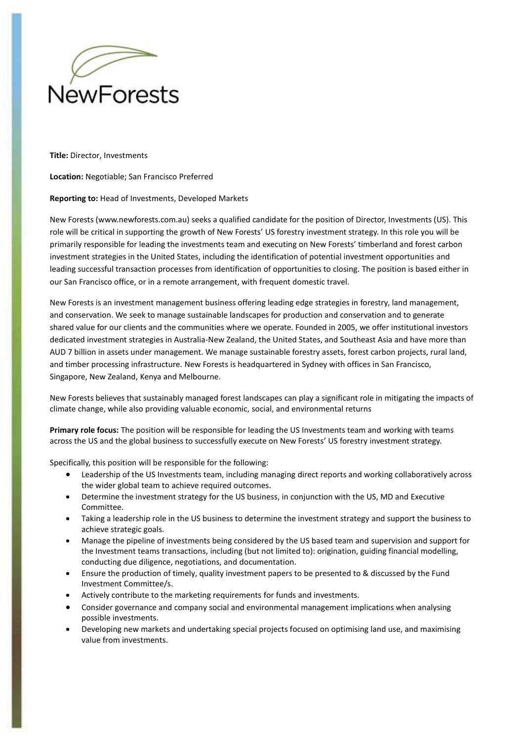NewForests

**Title:** Director, Investments

**Location:** Negotiable; San Francisco Preferred

**Reporting to:** Head of Investments, Developed Markets

New Forests (www.newforests.com.au) seeks a qualified candidate for the position of Director, Investments (US). This role will be critical in supporting the growth of New Forests' US forestry investment strategy. In this role you will be primarily responsible for leading the investments team and executing on New Forests' timberland and forest carbon investment strategies in the United States, including the identification of potential investment opportunities and leading successful transaction processes from identification of opportunities to closing. The position is based either in our San Francisco office, or in a remote arrangement, with frequent domestic travel.

New Forests is an investment management business offering leading edge strategies in forestry, land management, and conservation. We seek to manage sustainable landscapes for production and conservation and to generate shared value for our clients and the communities where we operate. Founded in 2005, we offer institutional investors dedicated investment strategies in Australia-New Zealand, the United States, and Southeast Asia and have more than AUD 7 billion in assets under management. We manage sustainable forestry assets, forest carbon projects, rural land, and timber processing infrastructure. New Forests is headquartered in Sydney with offices in San Francisco, Singapore, New Zealand, Kenya and Melbourne.

New Forests believes that sustainably managed forest landscapes can play a significant role in mitigating the impacts of climate change, while also providing valuable economic, social, and environmental returns

**Primary role focus:** The position will be responsible for leading the US Investments team and working with teams across the US and the global business to successfully execute on New Forests' US forestry investment strategy.

Specifically, this position will be responsible for the following:

- Leadership of the US Investments team, including managing direct reports and working collaboratively across the wider global team to achieve required outcomes.
- Determine the investment strategy for the US business, in conjunction with the US, MD and Executive Committee.
- Taking a leadership role in the US business to determine the investment strategy and support the business to achieve strategic goals.
- Manage the pipeline of investments being considered by the US based team and supervision and support for the Investment teams transactions, including (but not limited to): origination, guiding financial modelling, conducting due diligence, negotiations, and documentation.
- Ensure the production of timely, quality investment papers to be presented to & discussed by the Fund Investment Committee/s.
- Actively contribute to the marketing requirements for funds and investments.
- Consider governance and company social and environmental management implications when analysing possible investments.
- Developing new markets and undertaking special projects focused on optimising land use, and maximising value from investments.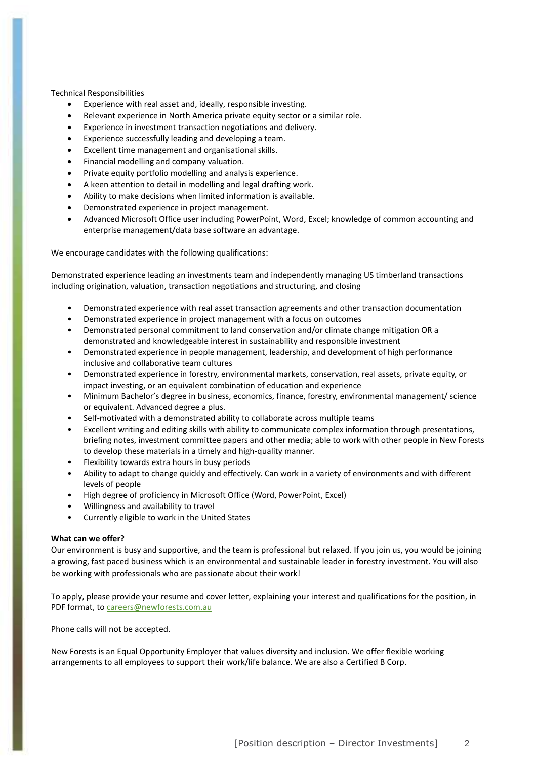Technical Responsibilities

- Experience with real asset and, ideally, responsible investing.
- Relevant experience in North America private equity sector or a similar role.
- Experience in investment transaction negotiations and delivery.
- Experience successfully leading and developing a team.
- Excellent time management and organisational skills.
- Financial modelling and company valuation.
- Private equity portfolio modelling and analysis experience.
- A keen attention to detail in modelling and legal drafting work.
- Ability to make decisions when limited information is available.
- Demonstrated experience in project management.
- Advanced Microsoft Office user including PowerPoint, Word, Excel; knowledge of common accounting and enterprise management/data base software an advantage.

We encourage candidates with the following qualifications:

Demonstrated experience leading an investments team and independently managing US timberland transactions including origination, valuation, transaction negotiations and structuring, and closing

- Demonstrated experience with real asset transaction agreements and other transaction documentation
- Demonstrated experience in project management with a focus on outcomes
- Demonstrated personal commitment to land conservation and/or climate change mitigation OR a demonstrated and knowledgeable interest in sustainability and responsible investment
- Demonstrated experience in people management, leadership, and development of high performance inclusive and collaborative team cultures
- Demonstrated experience in forestry, environmental markets, conservation, real assets, private equity, or impact investing, or an equivalent combination of education and experience
- Minimum Bachelor's degree in business, economics, finance, forestry, environmental management/ science or equivalent. Advanced degree a plus.
- Self-motivated with a demonstrated ability to collaborate across multiple teams
- Excellent writing and editing skills with ability to communicate complex information through presentations, briefing notes, investment committee papers and other media; able to work with other people in New Forests to develop these materials in a timely and high-quality manner.
- Flexibility towards extra hours in busy periods
- Ability to adapt to change quickly and effectively. Can work in a variety of environments and with different levels of people
- High degree of proficiency in Microsoft Office (Word, PowerPoint, Excel)
- Willingness and availability to travel
- Currently eligible to work in the United States

**What can we offer?**

Our environment is busy and supportive, and the team is professional but relaxed. If you join us, you would be joining a growing, fast paced business which is an environmental and sustainable leader in forestry investment. You will also be working with professionals who are passionate about their work!

To apply, please provide your resume and cover letter, explaining your interest and qualifications for the position, in PDF format, to careers@newforests.com.au

Phone calls will not be accepted.

New Forests is an Equal Opportunity Employer that values diversity and inclusion. We offer flexible working arrangements to all employees to support their work/life balance. We are also a Certified B Corp.